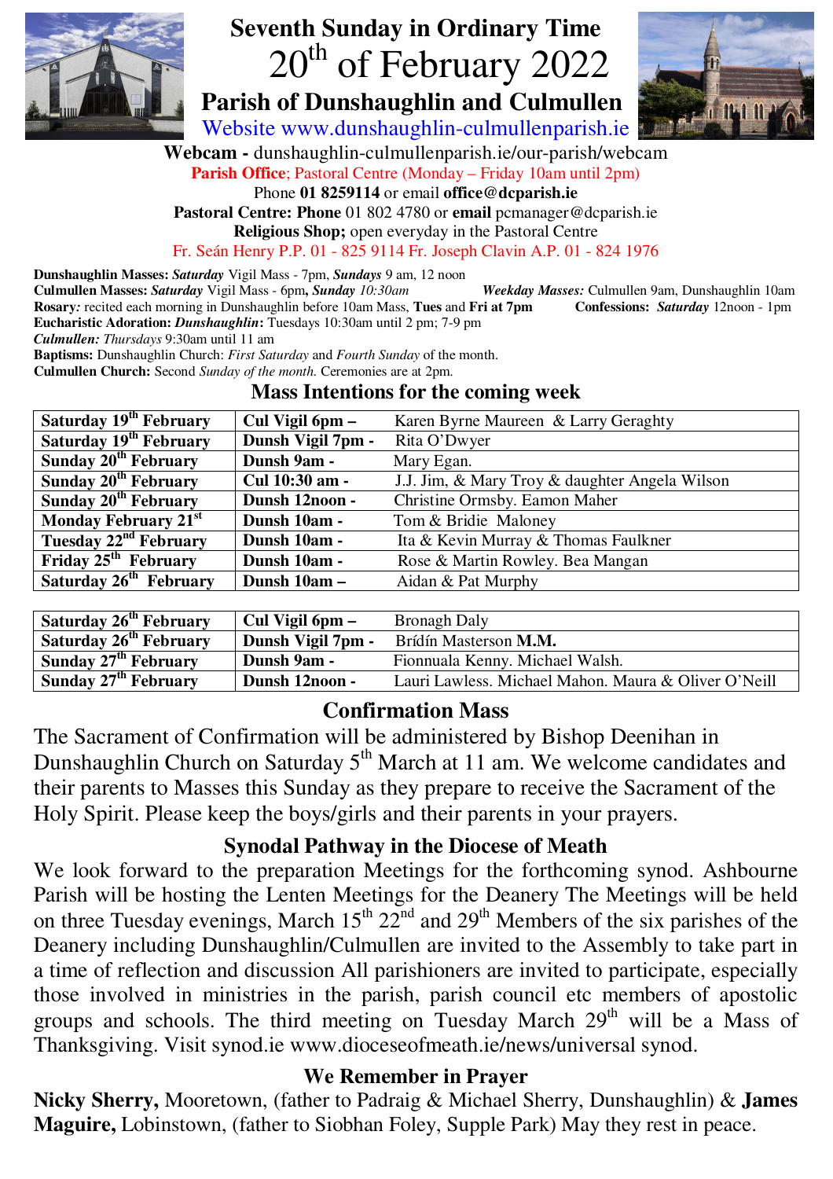# Seventh Sunday in Ordinary Time
# 20th of February 2022
## Parish of Dunshaughlin and Culmullen

Website www.dunshaughlin-culmullenparish.ie

**Webcam -** dunshaughlin-culmullenparish.ie/our-parish/webcam

**Parish Office**; Pastoral Centre (Monday – Friday 10am until 2pm)

Phone **01 8259114** or email **office@dcparish.ie**

**Pastoral Centre: Phone** 01 802 4780 or **email** pcmanager@dcparish.ie

**Religious Shop;** open everyday in the Pastoral Centre

Fr. Seán Henry P.P. 01 - 825 9114 Fr. Joseph Clavin A.P. 01 - 824 1976

**Dunshaughlin Masses:** ***Saturday*** Vigil Mass - 7pm, ***Sundays*** 9 am, 12 noon

**Culmullen Masses:** ***Saturday*** Vigil Mass - 6pm**,** ***Sunday*** *10:30am*

***Weekday Masses:*** Culmullen 9am, Dunshaughlin 10am

**Rosary***:* recited each morning in Dunshaughlin before 10am Mass, **Tues** and **Fri at 7pm**

**Confessions:** ***Saturday*** 12noon - 1pm

**Eucharistic Adoration:** ***Dunshaughlin*****:** Tuesdays 10:30am until 2 pm; 7-9 pm

***Culmullen:*** *Thursdays* 9:30am until 11 am

**Baptisms:** Dunshaughlin Church: *First Saturday* and *Fourth Sunday* of the month.

**Culmullen Church:** Second *Sunday of the month.* Ceremonies are at 2pm.

## Mass Intentions for the coming week

| | | |
|---|---|---|
| **Saturday 19th February** | **Cul Vigil 6pm –** | Karen Byrne Maureen & Larry Geraghty |
| **Saturday 19th February** | **Dunsh Vigil 7pm -** | Rita O'Dwyer |
| **Sunday 20th February** | **Dunsh 9am -** | Mary Egan. |
| **Sunday 20th February** | **Cul 10:30 am -** | J.J. Jim, & Mary Troy & daughter Angela Wilson |
| **Sunday 20th February** | **Dunsh 12noon -** | Christine Ormsby. Eamon Maher |
| **Monday February 21st** | **Dunsh 10am -** | Tom & Bridie Maloney |
| **Tuesday 22nd February** | **Dunsh 10am -** | Ita & Kevin Murray & Thomas Faulkner |
| **Friday 25th February** | **Dunsh 10am -** | Rose & Martin Rowley. Bea Mangan |
| **Saturday 26th February** | **Dunsh 10am –** | Aidan & Pat Murphy |

| | | |
|---|---|---|
| **Saturday 26th February** | **Cul Vigil 6pm –** | Bronagh Daly |
| **Saturday 26th February** | **Dunsh Vigil 7pm -** | Brídín Masterson **M.M.** |
| **Sunday 27th February** | **Dunsh 9am -** | Fionnuala Kenny. Michael Walsh. |
| **Sunday 27th February** | **Dunsh 12noon -** | Lauri Lawless. Michael Mahon. Maura & Oliver O'Neill |

## Confirmation Mass

The Sacrament of Confirmation will be administered by Bishop Deenihan in Dunshaughlin Church on Saturday 5th March at 11 am. We welcome candidates and their parents to Masses this Sunday as they prepare to receive the Sacrament of the Holy Spirit. Please keep the boys/girls and their parents in your prayers.

## Synodal Pathway in the Diocese of Meath

We look forward to the preparation Meetings for the forthcoming synod. Ashbourne Parish will be hosting the Lenten Meetings for the Deanery The Meetings will be held on three Tuesday evenings, March 15th 22nd and 29th Members of the six parishes of the Deanery including Dunshaughlin/Culmullen are invited to the Assembly to take part in a time of reflection and discussion All parishioners are invited to participate, especially those involved in ministries in the parish, parish council etc members of apostolic groups and schools. The third meeting on Tuesday March 29th will be a Mass of Thanksgiving. Visit synod.ie www.dioceseofmeath.ie/news/universal synod.

## We Remember in Prayer

**Nicky Sherry,** Mooretown, (father to Padraig & Michael Sherry, Dunshaughlin) & **James Maguire,** Lobinstown, (father to Siobhan Foley, Supple Park) May they rest in peace.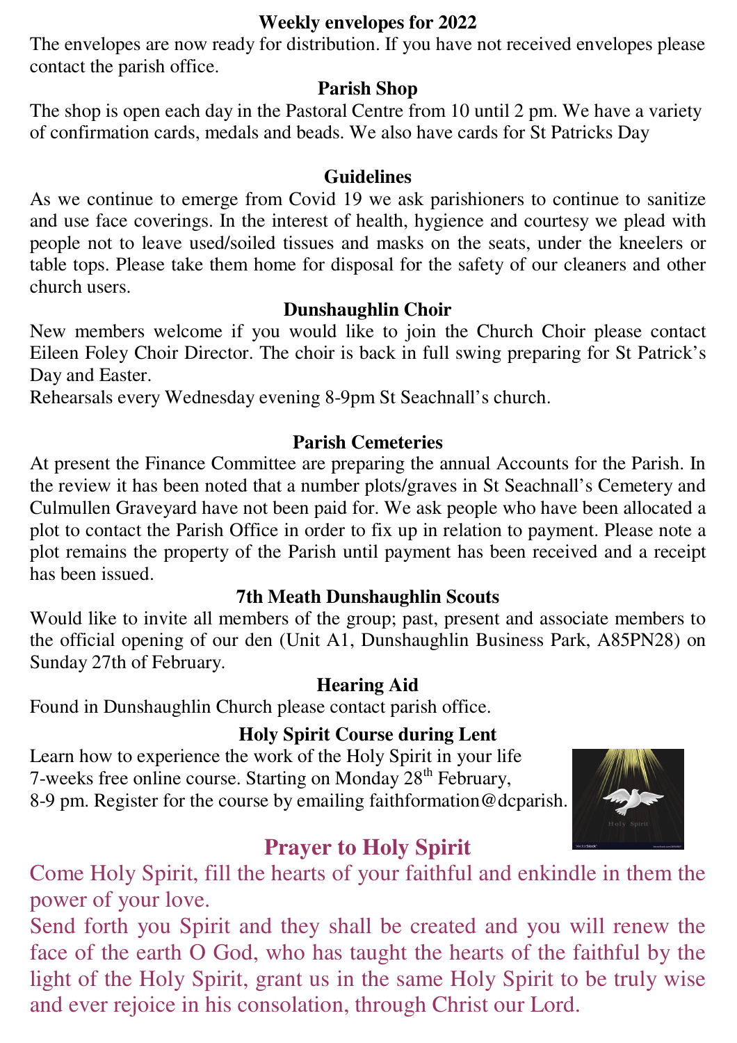## Weekly envelopes for 2022

The envelopes are now ready for distribution. If you have not received envelopes please contact the parish office.

## Parish Shop

The shop is open each day in the Pastoral Centre from 10 until 2 pm. We have a variety of confirmation cards, medals and beads. We also have cards for St Patricks Day

## Guidelines

As we continue to emerge from Covid 19 we ask parishioners to continue to sanitize and use face coverings. In the interest of health, hygience and courtesy we plead with people not to leave used/soiled tissues and masks on the seats, under the kneelers or table tops. Please take them home for disposal for the safety of our cleaners and other church users.

## Dunshaughlin Choir

New members welcome if you would like to join the Church Choir please contact Eileen Foley Choir Director. The choir is back in full swing preparing for St Patrick's Day and Easter.

Rehearsals every Wednesday evening 8-9pm St Seachnall's church.

## Parish Cemeteries

At present the Finance Committee are preparing the annual Accounts for the Parish. In the review it has been noted that a number plots/graves in St Seachnall's Cemetery and Culmullen Graveyard have not been paid for. We ask people who have been allocated a plot to contact the Parish Office in order to fix up in relation to payment. Please note a plot remains the property of the Parish until payment has been received and a receipt has been issued.

## 7th Meath Dunshaughlin Scouts

Would like to invite all members of the group; past, present and associate members to the official opening of our den (Unit A1, Dunshaughlin Business Park, A85PN28) on Sunday 27th of February.

## Hearing Aid

Found in Dunshaughlin Church please contact parish office.

## Holy Spirit Course during Lent

Learn how to experience the work of the Holy Spirit in your life
7-weeks free online course. Starting on Monday 28th February,
8-9 pm. Register for the course by emailing faithformation@dcparish.

## Prayer to Holy Spirit

Come Holy Spirit, fill the hearts of your faithful and enkindle in them the power of your love.

Send forth you Spirit and they shall be created and you will renew the face of the earth O God, who has taught the hearts of the faithful by the light of the Holy Spirit, grant us in the same Holy Spirit to be truly wise and ever rejoice in his consolation, through Christ our Lord.